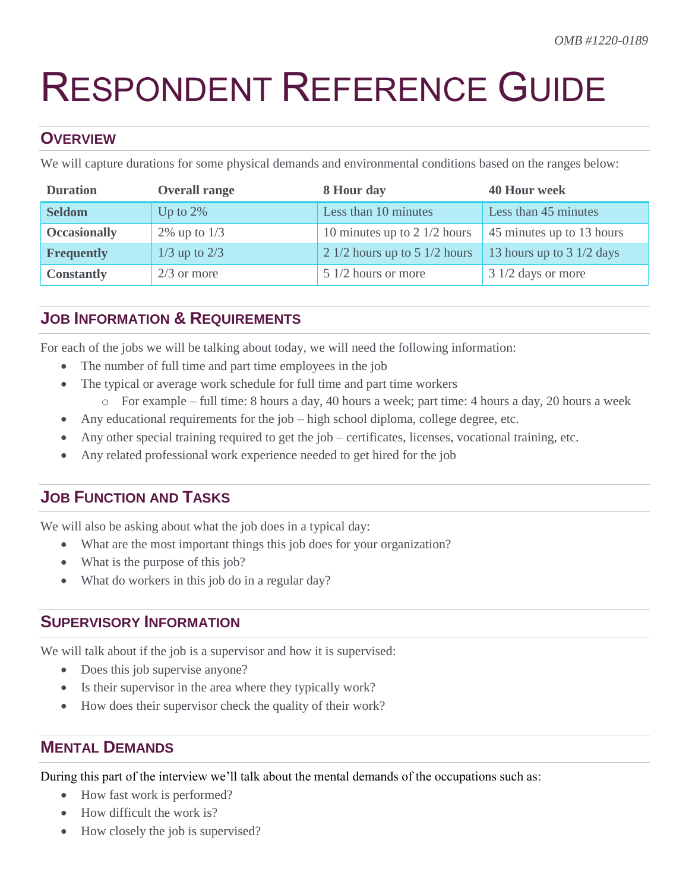*OMB #1220-0189*

# Respondent Reference Guide

## Overview

We will capture durations for some physical demands and environmental conditions based on the ranges below:

| Duration | Overall range | 8 Hour day | 40 Hour week |
|---|---|---|---|
| **Seldom** | Up to 2% | Less than 10 minutes | Less than 45 minutes |
| **Occasionally** | 2% up to 1/3 | 10 minutes up to 2 1/2 hours | 45 minutes up to 13 hours |
| **Frequently** | 1/3 up to 2/3 | 2 1/2 hours up to 5 1/2 hours | 13 hours up to 3 1/2 days |
| **Constantly** | 2/3 or more | 5 1/2 hours or more | 3 1/2 days or more |

## Job Information & Requirements

For each of the jobs we will be talking about today, we will need the following information:

- The number of full time and part time employees in the job
- The typical or average work schedule for full time and part time workers
  - For example – full time: 8 hours a day, 40 hours a week; part time: 4 hours a day, 20 hours a week
- Any educational requirements for the job – high school diploma, college degree, etc.
- Any other special training required to get the job – certificates, licenses, vocational training, etc.
- Any related professional work experience needed to get hired for the job

## Job Function and Tasks

We will also be asking about what the job does in a typical day:

- What are the most important things this job does for your organization?
- What is the purpose of this job?
- What do workers in this job do in a regular day?

## Supervisory Information

We will talk about if the job is a supervisor and how it is supervised:

- Does this job supervise anyone?
- Is their supervisor in the area where they typically work?
- How does their supervisor check the quality of their work?

## Mental Demands

During this part of the interview we'll talk about the mental demands of the occupations such as:

- How fast work is performed?
- How difficult the work is?
- How closely the job is supervised?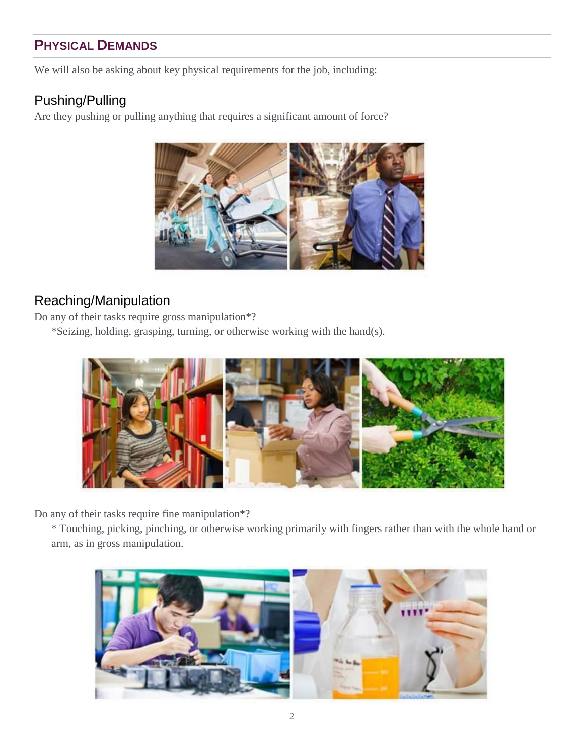## Physical Demands

We will also be asking about key physical requirements for the job, including:

### Pushing/Pulling

Are they pushing or pulling anything that requires a significant amount of force?

### Reaching/Manipulation

Do any of their tasks require gross manipulation*?

*Seizing, holding, grasping, turning, or otherwise working with the hand(s).

Do any of their tasks require fine manipulation*?

* Touching, picking, pinching, or otherwise working primarily with fingers rather than with the whole hand or arm, as in gross manipulation.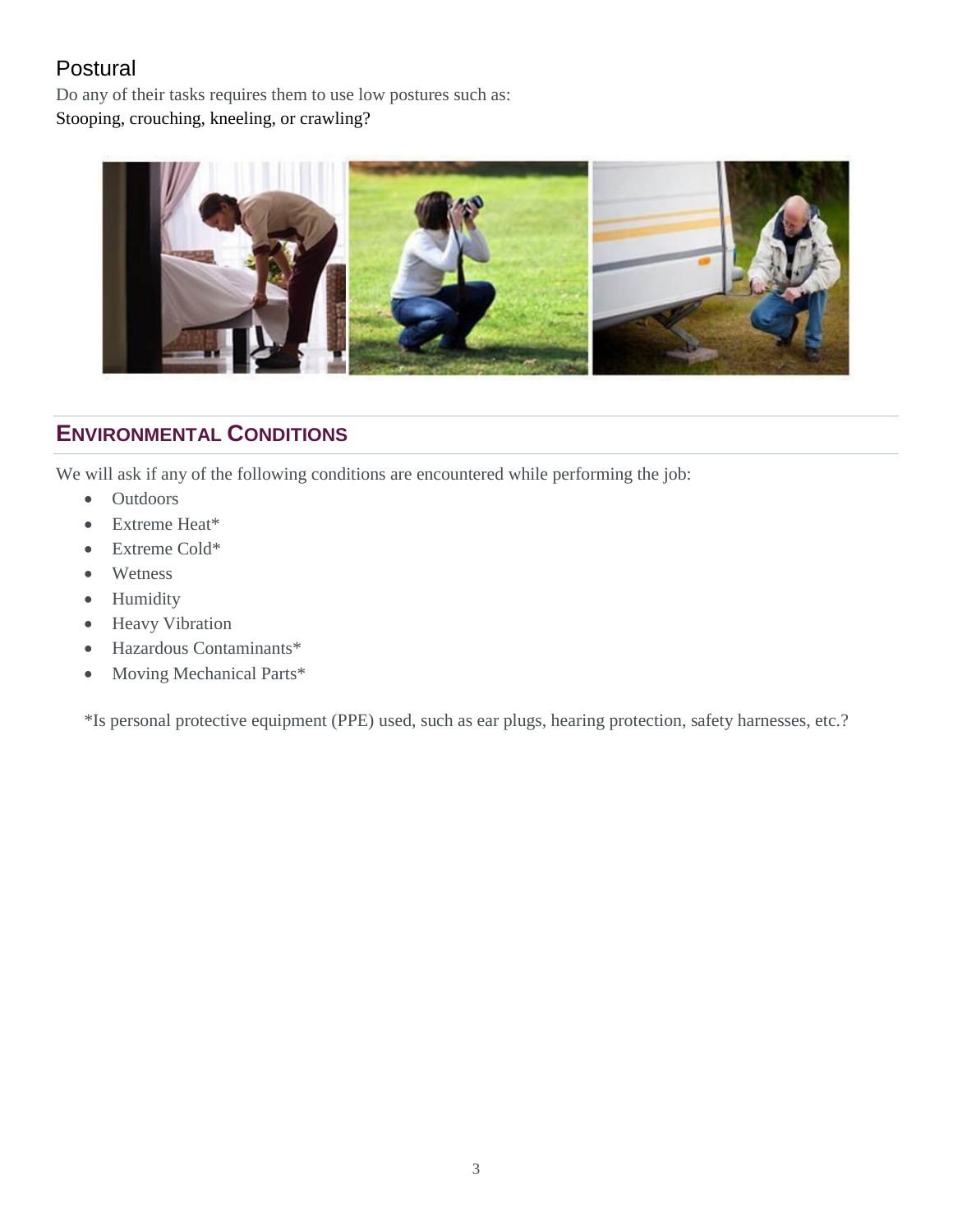## Postural

Do any of their tasks requires them to use low postures such as:
Stooping, crouching, kneeling, or crawling?

## ENVIRONMENTAL CONDITIONS

We will ask if any of the following conditions are encountered while performing the job:

- Outdoors
- Extreme Heat*
- Extreme Cold*
- Wetness
- Humidity
- Heavy Vibration
- Hazardous Contaminants*
- Moving Mechanical Parts*

*Is personal protective equipment (PPE) used, such as ear plugs, hearing protection, safety harnesses, etc.?